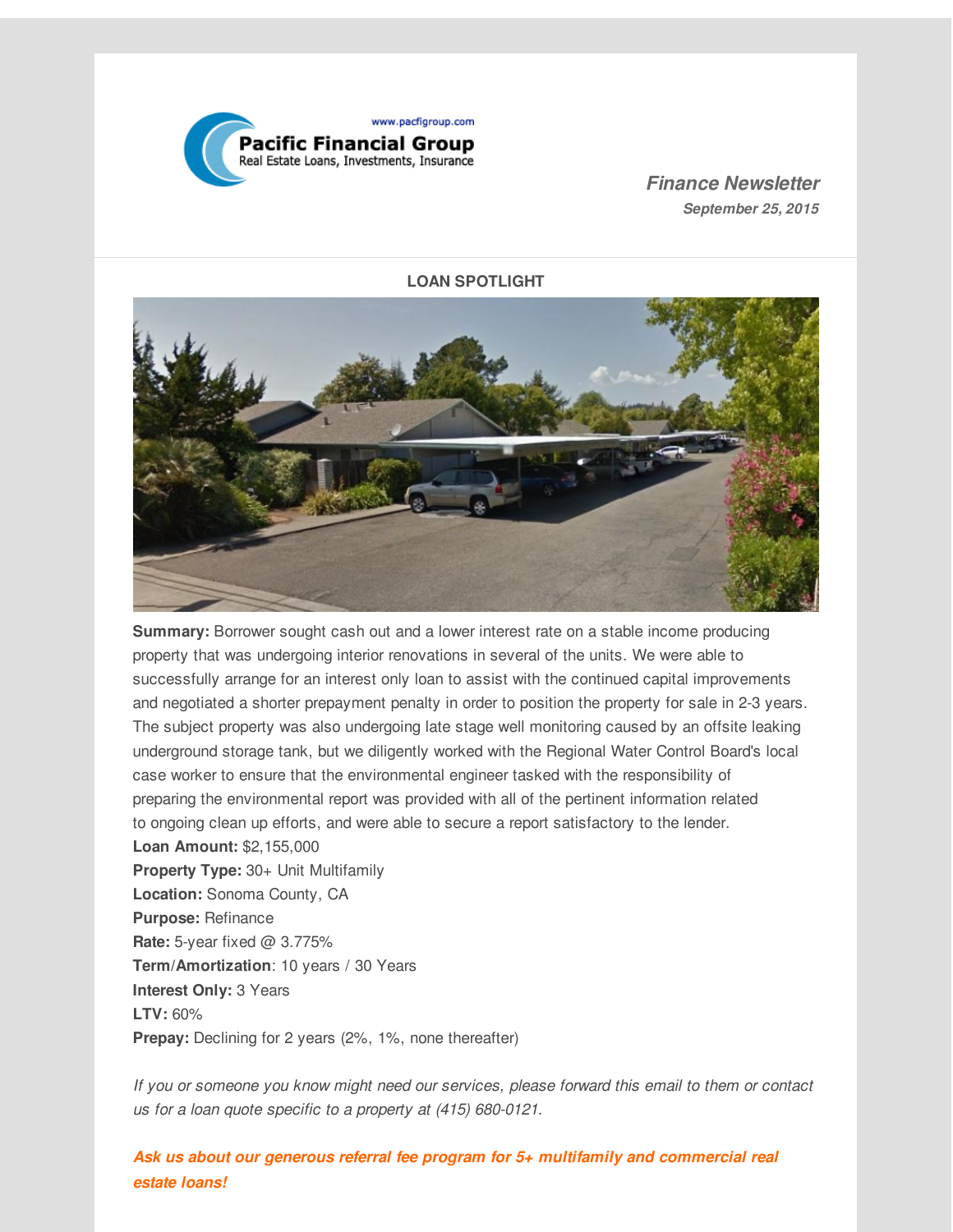www.pacfigroup.com

**Pacific Financial Group**

Real Estate Loans, Investments, Insurance

***Finance Newsletter***

***September 25, 2015***

## LOAN SPOTLIGHT

**Summary:** Borrower sought cash out and a lower interest rate on a stable income producing property that was undergoing interior renovations in several of the units. We were able to successfully arrange for an interest only loan to assist with the continued capital improvements and negotiated a shorter prepayment penalty in order to position the property for sale in 2-3 years. The subject property was also undergoing late stage well monitoring caused by an offsite leaking underground storage tank, but we diligently worked with the Regional Water Control Board's local case worker to ensure that the environmental engineer tasked with the responsibility of preparing the environmental report was provided with all of the pertinent information related to ongoing clean up efforts, and were able to secure a report satisfactory to the lender.

**Loan Amount:** $2,155,000
**Property Type:** 30+ Unit Multifamily
**Location:** Sonoma County, CA
**Purpose:** Refinance
**Rate:** 5-year fixed @ 3.775%
**Term/Amortization**: 10 years / 30 Years
**Interest Only:** 3 Years
**LTV:** 60%
**Prepay:** Declining for 2 years (2%, 1%, none thereafter)

*If you or someone you know might need our services, please forward this email to them or contact us for a loan quote specific to a property at (415) 680-0121.*

***Ask us about our generous referral fee program for 5+ multifamily and commercial real estate loans!***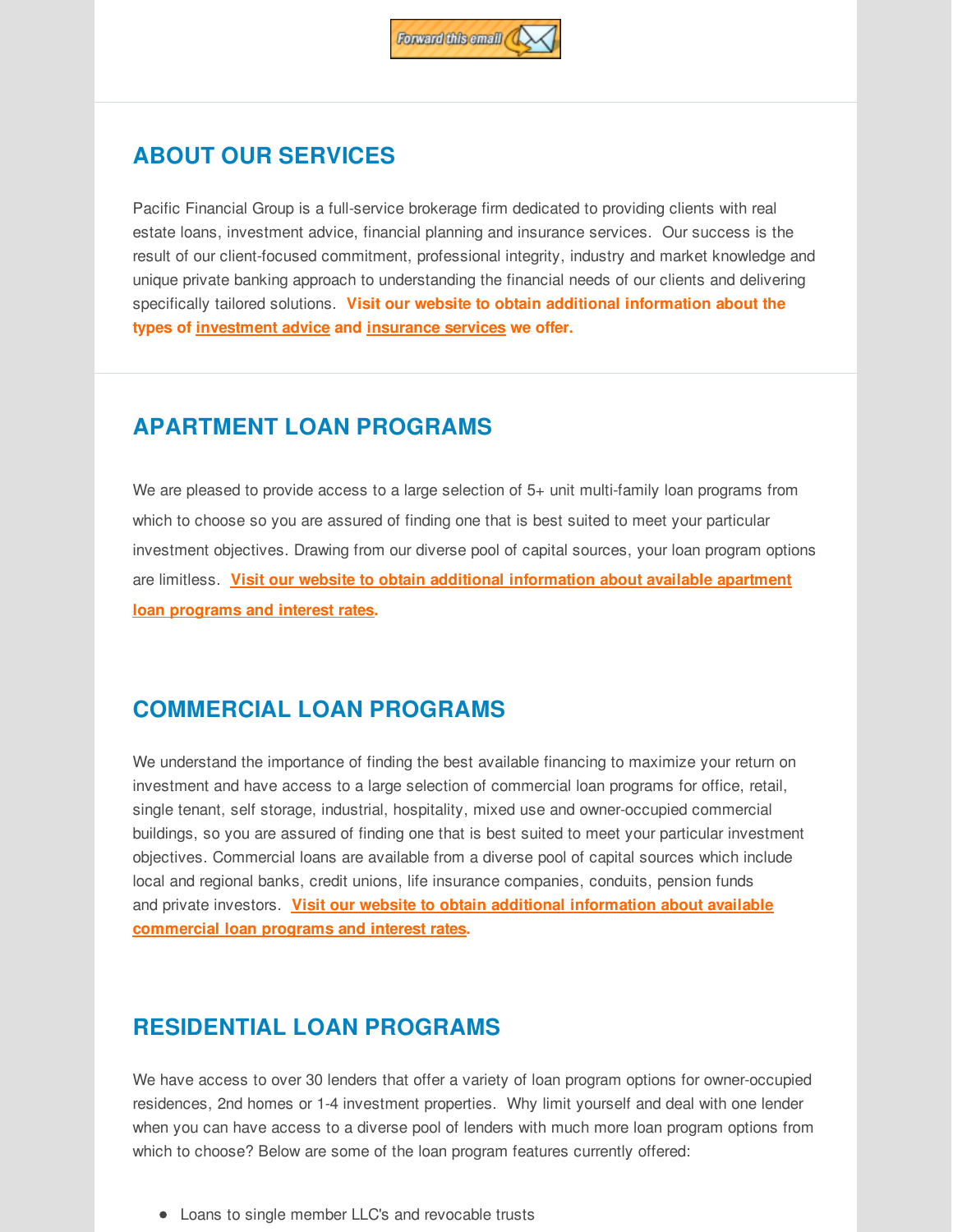## ABOUT OUR SERVICES

Pacific Financial Group is a full-service brokerage firm dedicated to providing clients with real estate loans, investment advice, financial planning and insurance services. Our success is the result of our client-focused commitment, professional integrity, industry and market knowledge and unique private banking approach to understanding the financial needs of our clients and delivering specifically tailored solutions. **Visit our website to obtain additional information about the types of investment advice and insurance services we offer.**

## APARTMENT LOAN PROGRAMS

We are pleased to provide access to a large selection of 5+ unit multi-family loan programs from which to choose so you are assured of finding one that is best suited to meet your particular investment objectives. Drawing from our diverse pool of capital sources, your loan program options are limitless. **Visit our website to obtain additional information about available apartment loan programs and interest rates.**

## COMMERCIAL LOAN PROGRAMS

We understand the importance of finding the best available financing to maximize your return on investment and have access to a large selection of commercial loan programs for office, retail, single tenant, self storage, industrial, hospitality, mixed use and owner-occupied commercial buildings, so you are assured of finding one that is best suited to meet your particular investment objectives. Commercial loans are available from a diverse pool of capital sources which include local and regional banks, credit unions, life insurance companies, conduits, pension funds and private investors. **Visit our website to obtain additional information about available commercial loan programs and interest rates.**

## RESIDENTIAL LOAN PROGRAMS

We have access to over 30 lenders that offer a variety of loan program options for owner-occupied residences, 2nd homes or 1-4 investment properties. Why limit yourself and deal with one lender when you can have access to a diverse pool of lenders with much more loan program options from which to choose? Below are some of the loan program features currently offered:

- Loans to single member LLC's and revocable trusts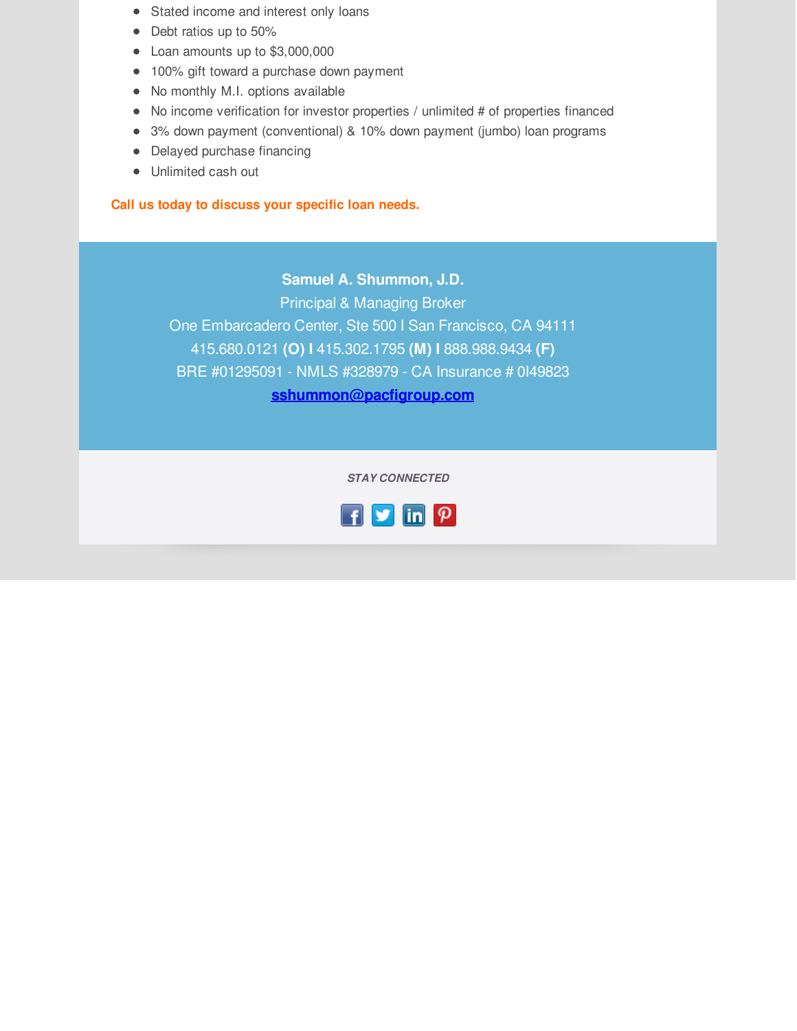- Stated income and interest only loans
- Debt ratios up to 50%
- Loan amounts up to $3,000,000
- 100% gift toward a purchase down payment
- No monthly M.I. options available
- No income verification for investor properties / unlimited # of properties financed
- 3% down payment (conventional) & 10% down payment (jumbo) loan programs
- Delayed purchase financing
- Unlimited cash out

**Call us today to discuss your specific loan needs.**

**Samuel A. Shummon, J.D.**
Principal & Managing Broker
One Embarcadero Center, Ste 500 I San Francisco, CA 94111
415.680.0121 **(O) I** 415.302.1795 **(M) I** 888.988.9434 **(F)**
BRE #01295091 - NMLS #328979 - CA Insurance # 0I49823
**sshummon@pacfigroup.com**

***STAY CONNECTED***